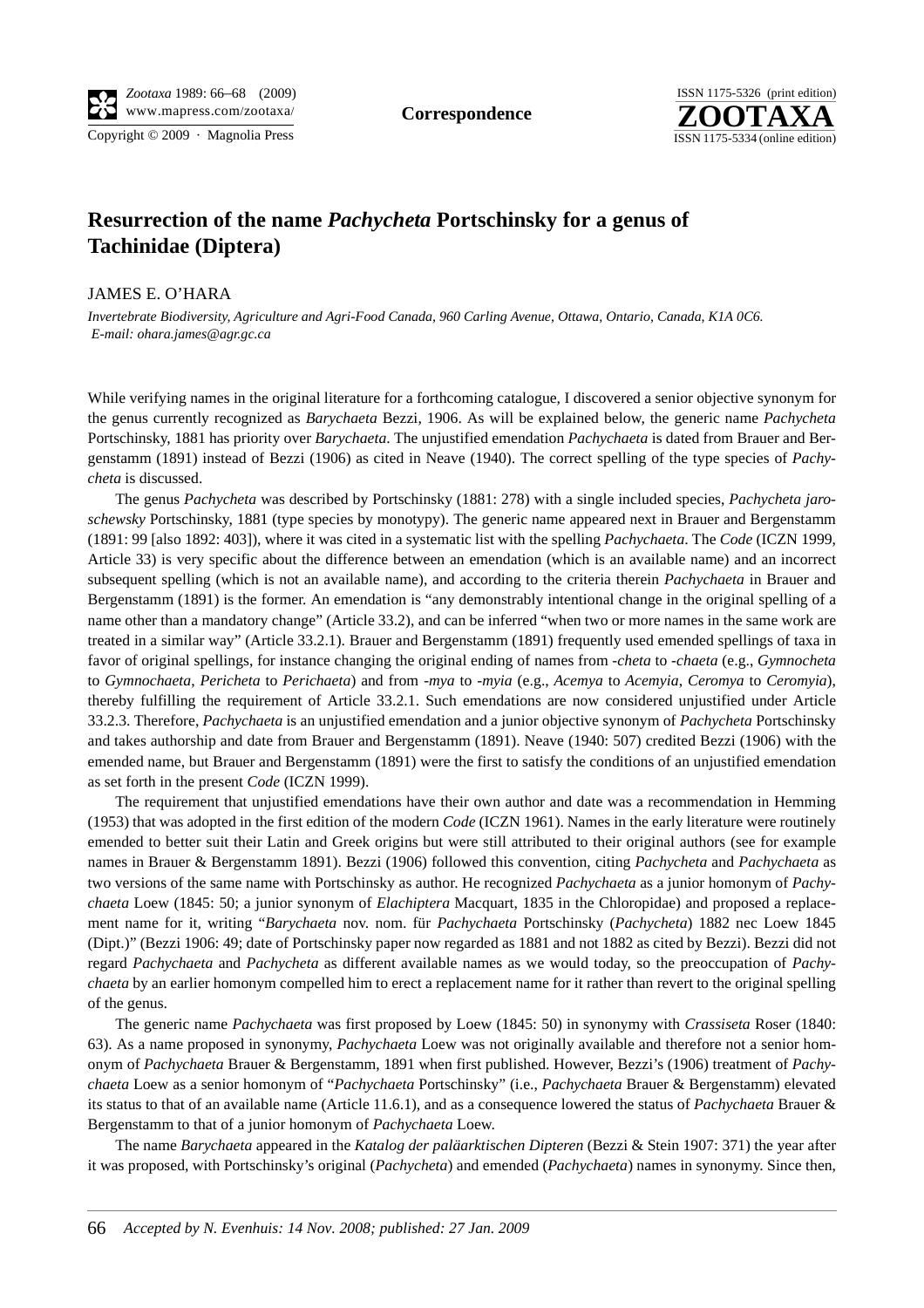**Correspondence**

# Resurrection of the name *Pachycheta* Portschinsky for a genus of Tachinidae (Diptera)

JAMES E. O'HARA

*Invertebrate Biodiversity, Agriculture and Agri-Food Canada, 960 Carling Avenue, Ottawa, Ontario, Canada, K1A 0C6. E-mail: ohara.james@agr.gc.ca*

While verifying names in the original literature for a forthcoming catalogue, I discovered a senior objective synonym for the genus currently recognized as *Barychaeta* Bezzi, 1906. As will be explained below, the generic name *Pachycheta* Portschinsky, 1881 has priority over *Barychaeta*. The unjustified emendation *Pachychaeta* is dated from Brauer and Bergenstamm (1891) instead of Bezzi (1906) as cited in Neave (1940). The correct spelling of the type species of *Pachycheta* is discussed.

The genus *Pachycheta* was described by Portschinsky (1881: 278) with a single included species, *Pachycheta jaroschewsky* Portschinsky, 1881 (type species by monotypy). The generic name appeared next in Brauer and Bergenstamm (1891: 99 [also 1892: 403]), where it was cited in a systematic list with the spelling *Pachychaeta*. The *Code* (ICZN 1999, Article 33) is very specific about the difference between an emendation (which is an available name) and an incorrect subsequent spelling (which is not an available name), and according to the criteria therein *Pachychaeta* in Brauer and Bergenstamm (1891) is the former. An emendation is "any demonstrably intentional change in the original spelling of a name other than a mandatory change" (Article 33.2), and can be inferred "when two or more names in the same work are treated in a similar way" (Article 33.2.1). Brauer and Bergenstamm (1891) frequently used emended spellings of taxa in favor of original spellings, for instance changing the original ending of names from *-cheta* to *-chaeta* (e.g., *Gymnocheta* to *Gymnochaeta*, *Pericheta* to *Perichaeta*) and from *-mya* to *-myia* (e.g., *Acemya* to *Acemyia*, *Ceromya* to *Ceromyia*), thereby fulfilling the requirement of Article 33.2.1. Such emendations are now considered unjustified under Article 33.2.3. Therefore, *Pachychaeta* is an unjustified emendation and a junior objective synonym of *Pachycheta* Portschinsky and takes authorship and date from Brauer and Bergenstamm (1891). Neave (1940: 507) credited Bezzi (1906) with the emended name, but Brauer and Bergenstamm (1891) were the first to satisfy the conditions of an unjustified emendation as set forth in the present *Code* (ICZN 1999).

The requirement that unjustified emendations have their own author and date was a recommendation in Hemming (1953) that was adopted in the first edition of the modern *Code* (ICZN 1961). Names in the early literature were routinely emended to better suit their Latin and Greek origins but were still attributed to their original authors (see for example names in Brauer & Bergenstamm 1891). Bezzi (1906) followed this convention, citing *Pachycheta* and *Pachychaeta* as two versions of the same name with Portschinsky as author. He recognized *Pachychaeta* as a junior homonym of *Pachychaeta* Loew (1845: 50; a junior synonym of *Elachiptera* Macquart, 1835 in the Chloropidae) and proposed a replacement name for it, writing "*Barychaeta* nov. nom. für *Pachychaeta* Portschinsky (*Pachycheta*) 1882 nec Loew 1845 (Dipt.)" (Bezzi 1906: 49; date of Portschinsky paper now regarded as 1881 and not 1882 as cited by Bezzi). Bezzi did not regard *Pachychaeta* and *Pachycheta* as different available names as we would today, so the preoccupation of *Pachychaeta* by an earlier homonym compelled him to erect a replacement name for it rather than revert to the original spelling of the genus.

The generic name *Pachychaeta* was first proposed by Loew (1845: 50) in synonymy with *Crassiseta* Roser (1840: 63). As a name proposed in synonymy, *Pachychaeta* Loew was not originally available and therefore not a senior homonym of *Pachychaeta* Brauer & Bergenstamm, 1891 when first published. However, Bezzi's (1906) treatment of *Pachychaeta* Loew as a senior homonym of "*Pachychaeta* Portschinsky" (i.e., *Pachychaeta* Brauer & Bergenstamm) elevated its status to that of an available name (Article 11.6.1), and as a consequence lowered the status of *Pachychaeta* Brauer & Bergenstamm to that of a junior homonym of *Pachychaeta* Loew.

The name *Barychaeta* appeared in the *Katalog der paläarktischen Dipteren* (Bezzi & Stein 1907: 371) the year after it was proposed, with Portschinsky's original (*Pachycheta*) and emended (*Pachychaeta*) names in synonymy. Since then,

*Accepted by N. Evenhuis: 14 Nov. 2008; published: 27 Jan. 2009*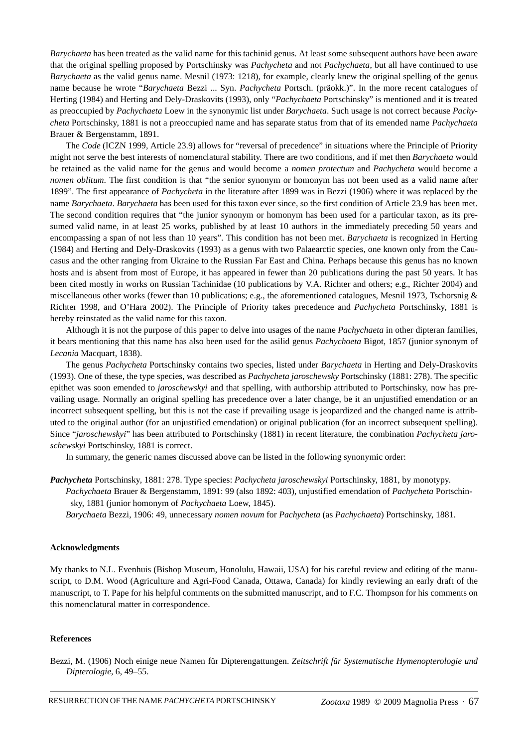*Barychaeta* has been treated as the valid name for this tachinid genus. At least some subsequent authors have been aware that the original spelling proposed by Portschinsky was *Pachycheta* and not *Pachychaeta*, but all have continued to use *Barychaeta* as the valid genus name. Mesnil (1973: 1218), for example, clearly knew the original spelling of the genus name because he wrote "*Barychaeta* Bezzi ... Syn. *Pachycheta* Portsch. (präokk.)". In the more recent catalogues of Herting (1984) and Herting and Dely-Draskovits (1993), only "*Pachychaeta* Portschinsky" is mentioned and it is treated as preoccupied by *Pachychaeta* Loew in the synonymic list under *Barychaeta*. Such usage is not correct because *Pachycheta* Portschinsky, 1881 is not a preoccupied name and has separate status from that of its emended name *Pachychaeta* Brauer & Bergenstamm, 1891.

The *Code* (ICZN 1999, Article 23.9) allows for "reversal of precedence" in situations where the Principle of Priority might not serve the best interests of nomenclatural stability. There are two conditions, and if met then *Barychaeta* would be retained as the valid name for the genus and would become a *nomen protectum* and *Pachycheta* would become a *nomen oblitum*. The first condition is that "the senior synonym or homonym has not been used as a valid name after 1899". The first appearance of *Pachycheta* in the literature after 1899 was in Bezzi (1906) where it was replaced by the name *Barychaeta*. *Barychaeta* has been used for this taxon ever since, so the first condition of Article 23.9 has been met. The second condition requires that "the junior synonym or homonym has been used for a particular taxon, as its presumed valid name, in at least 25 works, published by at least 10 authors in the immediately preceding 50 years and encompassing a span of not less than 10 years". This condition has not been met. *Barychaeta* is recognized in Herting (1984) and Herting and Dely-Draskovits (1993) as a genus with two Palaearctic species, one known only from the Caucasus and the other ranging from Ukraine to the Russian Far East and China. Perhaps because this genus has no known hosts and is absent from most of Europe, it has appeared in fewer than 20 publications during the past 50 years. It has been cited mostly in works on Russian Tachinidae (10 publications by V.A. Richter and others; e.g., Richter 2004) and miscellaneous other works (fewer than 10 publications; e.g., the aforementioned catalogues, Mesnil 1973, Tschorsnig & Richter 1998, and O'Hara 2002). The Principle of Priority takes precedence and *Pachycheta* Portschinsky, 1881 is hereby reinstated as the valid name for this taxon.

Although it is not the purpose of this paper to delve into usages of the name *Pachychaeta* in other dipteran families, it bears mentioning that this name has also been used for the asilid genus *Pachychoeta* Bigot, 1857 (junior synonym of *Lecania* Macquart, 1838).

The genus *Pachycheta* Portschinsky contains two species, listed under *Barychaeta* in Herting and Dely-Draskovits (1993). One of these, the type species, was described as *Pachycheta jaroschewsky* Portschinsky (1881: 278). The specific epithet was soon emended to *jaroschewskyi* and that spelling, with authorship attributed to Portschinsky, now has prevailing usage. Normally an original spelling has precedence over a later change, be it an unjustified emendation or an incorrect subsequent spelling, but this is not the case if prevailing usage is jeopardized and the changed name is attributed to the original author (for an unjustified emendation) or original publication (for an incorrect subsequent spelling). Since "*jaroschewskyi*" has been attributed to Portschinsky (1881) in recent literature, the combination *Pachycheta jaroschewskyi* Portschinsky, 1881 is correct.

In summary, the generic names discussed above can be listed in the following synonymic order:

***Pachycheta*** Portschinsky, 1881: 278. Type species: *Pachycheta jaroschewskyi* Portschinsky, 1881, by monotypy.
*Pachychaeta* Brauer & Bergenstamm, 1891: 99 (also 1892: 403), unjustified emendation of *Pachycheta* Portschinsky, 1881 (junior homonym of *Pachychaeta* Loew, 1845).
*Barychaeta* Bezzi, 1906: 49, unnecessary *nomen novum* for *Pachycheta* (as *Pachychaeta*) Portschinsky, 1881.

### Acknowledgments

My thanks to N.L. Evenhuis (Bishop Museum, Honolulu, Hawaii, USA) for his careful review and editing of the manuscript, to D.M. Wood (Agriculture and Agri-Food Canada, Ottawa, Canada) for kindly reviewing an early draft of the manuscript, to T. Pape for his helpful comments on the submitted manuscript, and to F.C. Thompson for his comments on this nomenclatural matter in correspondence.

### References

Bezzi, M. (1906) Noch einige neue Namen für Dipterengattungen. *Zeitschrift für Systematische Hymenopterologie und Dipterologie*, 6, 49–55.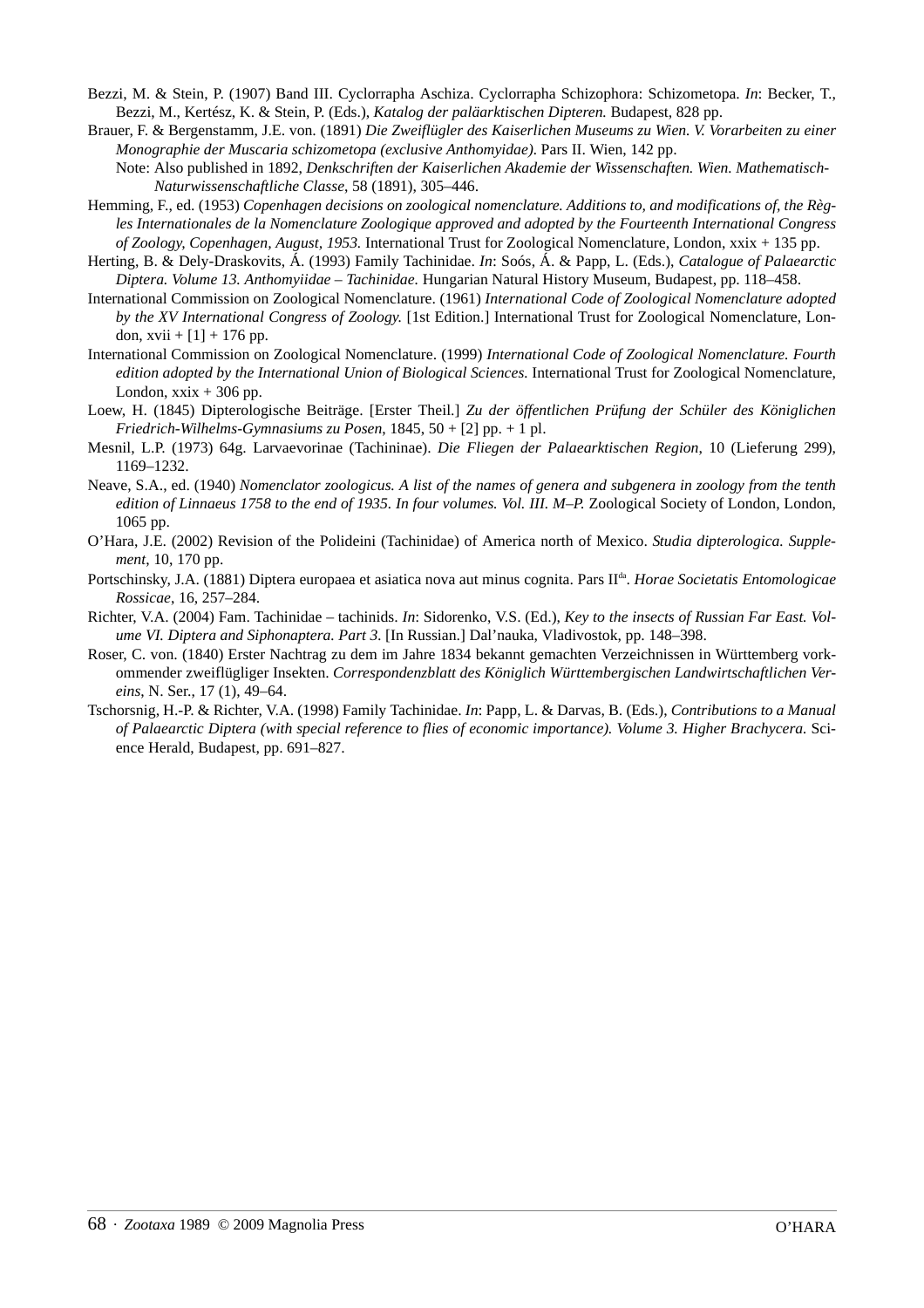Bezzi, M. & Stein, P. (1907) Band III. Cyclorrapha Aschiza. Cyclorrapha Schizophora: Schizometopa. *In*: Becker, T., Bezzi, M., Kertész, K. & Stein, P. (Eds.), *Katalog der paläarktischen Dipteren.* Budapest, 828 pp.

Brauer, F. & Bergenstamm, J.E. von. (1891) *Die Zweiflügler des Kaiserlichen Museums zu Wien. V. Vorarbeiten zu einer Monographie der Muscaria schizometopa (exclusive Anthomyidae).* Pars II. Wien, 142 pp.
Note: Also published in 1892, *Denkschriften der Kaiserlichen Akademie der Wissenschaften. Wien. Mathematisch-Naturwissenschaftliche Classe*, 58 (1891), 305–446.

Hemming, F., ed. (1953) *Copenhagen decisions on zoological nomenclature. Additions to, and modifications of, the Règles Internationales de la Nomenclature Zoologique approved and adopted by the Fourteenth International Congress of Zoology, Copenhagen, August, 1953.* International Trust for Zoological Nomenclature, London, xxix + 135 pp.

Herting, B. & Dely-Draskovits, Á. (1993) Family Tachinidae. *In*: Soós, Á. & Papp, L. (Eds.), *Catalogue of Palaearctic Diptera. Volume 13. Anthomyiidae – Tachinidae.* Hungarian Natural History Museum, Budapest, pp. 118–458.

International Commission on Zoological Nomenclature. (1961) *International Code of Zoological Nomenclature adopted by the XV International Congress of Zoology.* [1st Edition.] International Trust for Zoological Nomenclature, London, xvii + [1] + 176 pp.

International Commission on Zoological Nomenclature. (1999) *International Code of Zoological Nomenclature. Fourth edition adopted by the International Union of Biological Sciences.* International Trust for Zoological Nomenclature, London, xxix + 306 pp.

Loew, H. (1845) Dipterologische Beiträge. [Erster Theil.] *Zu der öffentlichen Prüfung der Schüler des Königlichen Friedrich-Wilhelms-Gymnasiums zu Posen*, 1845, 50 + [2] pp. + 1 pl.

Mesnil, L.P. (1973) 64g. Larvaevorinae (Tachininae). *Die Fliegen der Palaearktischen Region*, 10 (Lieferung 299), 1169–1232.

Neave, S.A., ed. (1940) *Nomenclator zoologicus. A list of the names of genera and subgenera in zoology from the tenth edition of Linnaeus 1758 to the end of 1935. In four volumes. Vol. III. M–P.* Zoological Society of London, London, 1065 pp.

O'Hara, J.E. (2002) Revision of the Polideini (Tachinidae) of America north of Mexico. *Studia dipterologica. Supplement*, 10, 170 pp.

Portschinsky, J.A. (1881) Diptera europaea et asiatica nova aut minus cognita. Pars II[da]. *Horae Societatis Entomologicae Rossicae*, 16, 257–284.

Richter, V.A. (2004) Fam. Tachinidae – tachinids. *In*: Sidorenko, V.S. (Ed.), *Key to the insects of Russian Far East. Volume VI. Diptera and Siphonaptera. Part 3.* [In Russian.] Dal'nauka, Vladivostok, pp. 148–398.

Roser, C. von. (1840) Erster Nachtrag zu dem im Jahre 1834 bekannt gemachten Verzeichnissen in Württemberg vorkommender zweiflügliger Insekten. *Correspondenzblatt des Königlich Württembergischen Landwirtschaftlichen Vereins*, N. Ser., 17 (1), 49–64.

Tschorsnig, H.-P. & Richter, V.A. (1998) Family Tachinidae. *In*: Papp, L. & Darvas, B. (Eds.), *Contributions to a Manual of Palaearctic Diptera (with special reference to flies of economic importance). Volume 3. Higher Brachycera.* Science Herald, Budapest, pp. 691–827.